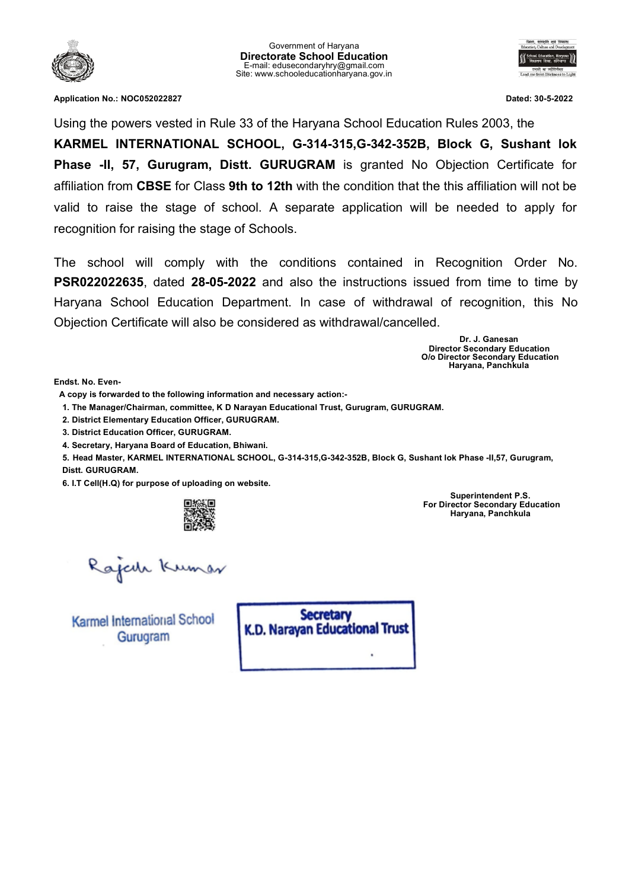Government of Haryana
**Directorate School Education**
E-mail: edusecondaryhry@gmail.com
Site: www.schooleducationharyana.gov.in

**Application No.: NOC052022827** **Dated: 30-5-2022**

Using the powers vested in Rule 33 of the Haryana School Education Rules 2003, the **KARMEL INTERNATIONAL SCHOOL, G-314-315,G-342-352B, Block G, Sushant lok Phase -II, 57, Gurugram, Distt. GURUGRAM** is granted No Objection Certificate for affiliation from **CBSE** for Class **9th to 12th** with the condition that the this affiliation will not be valid to raise the stage of school. A separate application will be needed to apply for recognition for raising the stage of Schools.

The school will comply with the conditions contained in Recognition Order No. **PSR022022635**, dated **28-05-2022** and also the instructions issued from time to time by Haryana School Education Department. In case of withdrawal of recognition, this No Objection Certificate will also be considered as withdrawal/cancelled.

**Dr. J. Ganesan**
**Director Secondary Education**
**O/o Director Secondary Education**
**Haryana, Panchkula**

**Endst. No. Even-**

**A copy is forwarded to the following information and necessary action:-**

1. **The Manager/Chairman, committee, K D Narayan Educational Trust, Gurugram, GURUGRAM.**
2. **District Elementary Education Officer, GURUGRAM.**
3. **District Education Officer, GURUGRAM.**
4. **Secretary, Haryana Board of Education, Bhiwani.**
5. **Head Master, KARMEL INTERNATIONAL SCHOOL, G-314-315,G-342-352B, Block G, Sushant lok Phase -II,57, Gurugram, Distt. GURUGRAM.**
6. **I.T Cell(H.Q) for purpose of uploading on website.**

**Superintendent P.S.**
**For Director Secondary Education**
**Haryana, Panchkula**

Rajesh Kumar

Karmel International School
Gurugram

**Secretary**
**K.D. Narayan Educational Trust**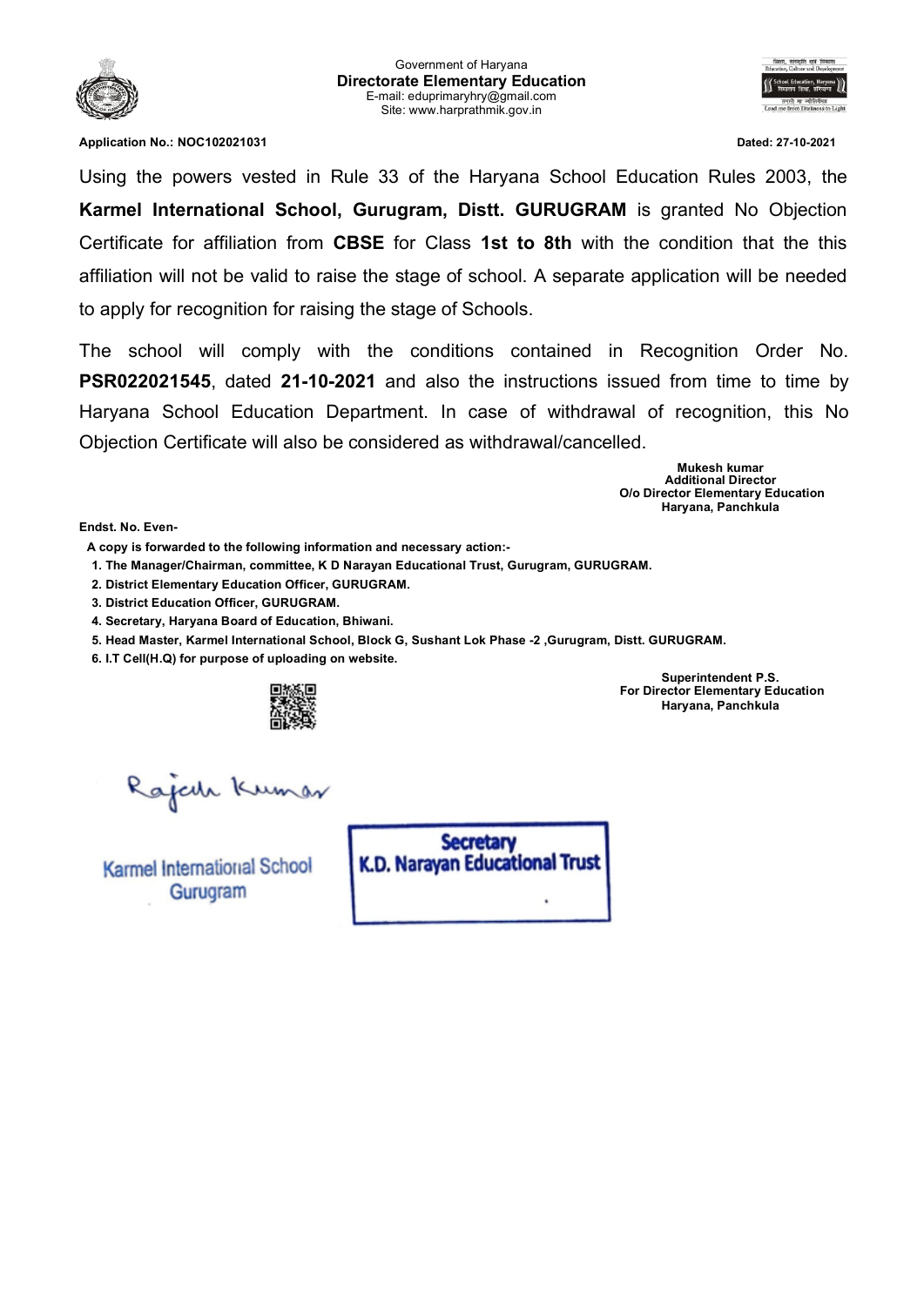Government of Haryana
**Directorate Elementary Education**
E-mail: eduprimaryhry@gmail.com
Site: www.harprathmik.gov.in

**Application No.: NOC102021031** **Dated: 27-10-2021**

Using the powers vested in Rule 33 of the Haryana School Education Rules 2003, the **Karmel International School, Gurugram, Distt. GURUGRAM** is granted No Objection Certificate for affiliation from **CBSE** for Class **1st to 8th** with the condition that the this affiliation will not be valid to raise the stage of school. A separate application will be needed to apply for recognition for raising the stage of Schools.

The school will comply with the conditions contained in Recognition Order No. **PSR022021545**, dated **21-10-2021** and also the instructions issued from time to time by Haryana School Education Department. In case of withdrawal of recognition, this No Objection Certificate will also be considered as withdrawal/cancelled.

**Mukesh kumar**
**Additional Director**
**O/o Director Elementary Education**
**Haryana, Panchkula**

**Endst. No. Even-**

**A copy is forwarded to the following information and necessary action:-**

1. **The Manager/Chairman, committee, K D Narayan Educational Trust, Gurugram, GURUGRAM.**
2. **District Elementary Education Officer, GURUGRAM.**
3. **District Education Officer, GURUGRAM.**
4. **Secretary, Haryana Board of Education, Bhiwani.**
5. **Head Master, Karmel International School, Block G, Sushant Lok Phase -2 ,Gurugram, Distt. GURUGRAM.**
6. **I.T Cell(H.Q) for purpose of uploading on website.**

**Superintendent P.S.**
**For Director Elementary Education**
**Haryana, Panchkula**

Rajesh Kumar

Karmel International School
Gurugram

**Secretary**
**K.D. Narayan Educational Trust**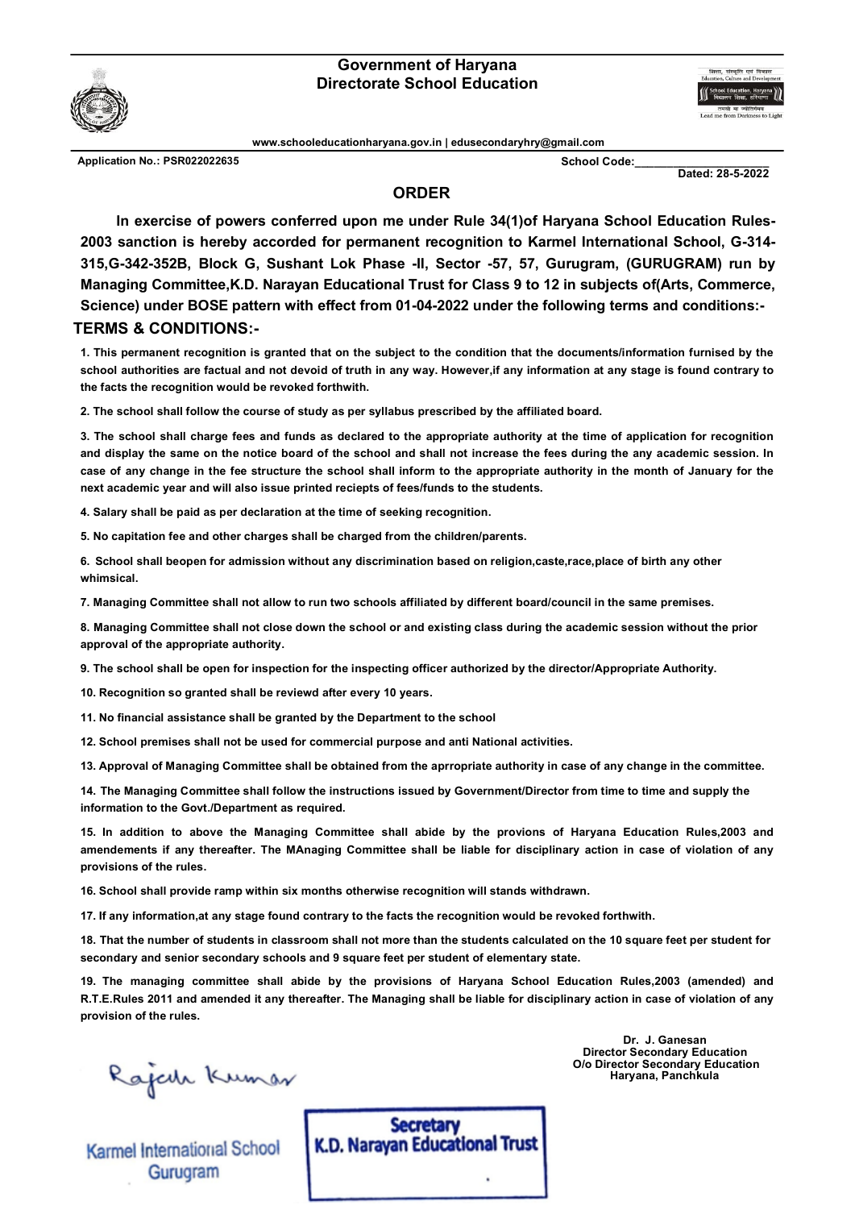# Government of Haryana
## Directorate School Education

www.schooleducationharyana.gov.in | edusecondaryhry@gmail.com

**Application No.: PSR022022635** **School Code:\_\_\_\_\_\_\_\_\_\_\_\_\_\_\_\_\_\_\_\_\_\_**

**Dated: 28-5-2022**

## ORDER

**In exercise of powers conferred upon me under Rule 34(1)of Haryana School Education Rules-2003 sanction is hereby accorded for permanent recognition to Karmel International School, G-314-315,G-342-352B, Block G, Sushant Lok Phase -II, Sector -57, 57, Gurugram, (GURUGRAM) run by Managing Committee,K.D. Narayan Educational Trust for Class 9 to 12 in subjects of(Arts, Commerce, Science) under BOSE pattern with effect from 01-04-2022 under the following terms and conditions:-**

## TERMS & CONDITIONS:-

**1. This permanent recognition is granted that on the subject to the condition that the documents/information furnished by the school authorities are factual and not devoid of truth in any way. However,if any information at any stage is found contrary to the facts the recognition would be revoked forthwith.**

**2. The school shall follow the course of study as per syllabus prescribed by the affiliated board.**

**3. The school shall charge fees and funds as declared to the appropriate authority at the time of application for recognition and display the same on the notice board of the school and shall not increase the fees during the any academic session. In case of any change in the fee structure the school shall inform to the appropriate authority in the month of January for the next academic year and will also issue printed reciepts of fees/funds to the students.**

**4. Salary shall be paid as per declaration at the time of seeking recognition.**

**5. No capitation fee and other charges shall be charged from the children/parents.**

**6. School shall beopen for admission without any discrimination based on religion,caste,race,place of birth any other whimsical.**

**7. Managing Committee shall not allow to run two schools affiliated by different board/council in the same premises.**

**8. Managing Committee shall not close down the school or and existing class during the academic session without the prior approval of the appropriate authority.**

**9. The school shall be open for inspection for the inspecting officer authorized by the director/Appropriate Authority.**

**10. Recognition so granted shall be reviewd after every 10 years.**

**11. No financial assistance shall be granted by the Department to the school**

**12. School premises shall not be used for commercial purpose and anti National activities.**

**13. Approval of Managing Committee shall be obtained from the aprropriate authority in case of any change in the committee.**

**14. The Managing Committee shall follow the instructions issued by Government/Director from time to time and supply the information to the Govt./Department as required.**

**15. In addition to above the Managing Committee shall abide by the provions of Haryana Education Rules,2003 and amendements if any thereafter. The MAnaging Committee shall be liable for disciplinary action in case of violation of any provisions of the rules.**

**16. School shall provide ramp within six months otherwise recognition will stands withdrawn.**

**17. If any information,at any stage found contrary to the facts the recognition would be revoked forthwith.**

**18. That the number of students in classroom shall not more than the students calculated on the 10 square feet per student for secondary and senior secondary schools and 9 square feet per student of elementary state.**

**19. The managing committee shall abide by the provisions of Haryana School Education Rules,2003 (amended) and R.T.E.Rules 2011 and amended it any thereafter. The Managing shall be liable for disciplinary action in case of violation of any provision of the rules.**

**Dr. J. Ganesan**
**Director Secondary Education**
**O/o Director Secondary Education**
**Haryana, Panchkula**

Rajesh Kumar

Karmel International School
Gurugram

**Secretary**
**K.D. Narayan Educational Trust**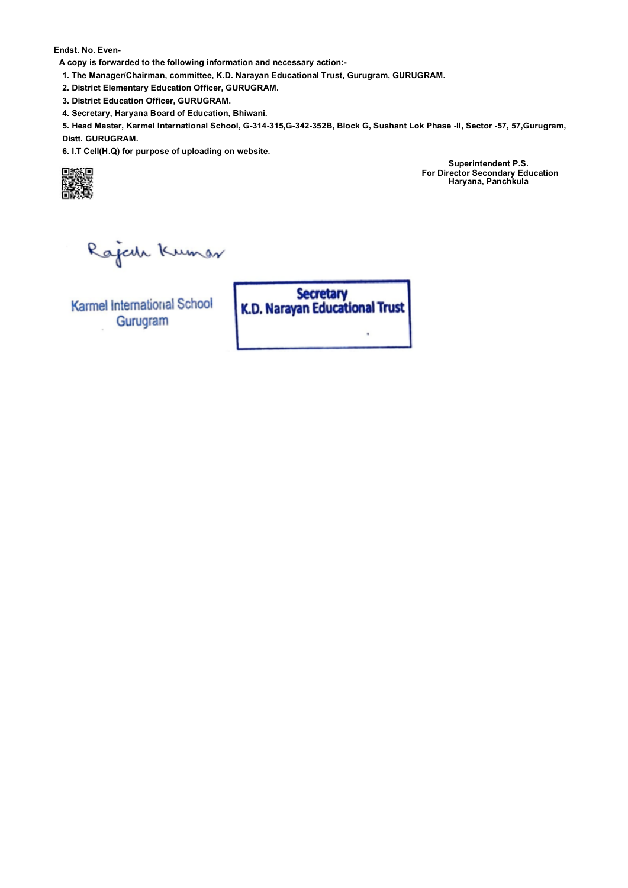**Endst. No. Even-**

**A copy is forwarded to the following information and necessary action:-**

1. **The Manager/Chairman, committee, K.D. Narayan Educational Trust, Gurugram, GURUGRAM.**
2. **District Elementary Education Officer, GURUGRAM.**
3. **District Education Officer, GURUGRAM.**
4. **Secretary, Haryana Board of Education, Bhiwani.**
5. **Head Master, Karmel International School, G-314-315,G-342-352B, Block G, Sushant Lok Phase -II, Sector -57, 57,Gurugram, Distt. GURUGRAM.**
6. **I.T Cell(H.Q) for purpose of uploading on website.**

**Superintendent P.S.**
**For Director Secondary Education**
**Haryana, Panchkula**

Rajesh Kumar

Karmel International School
Gurugram

Secretary
K.D. Narayan Educational Trust